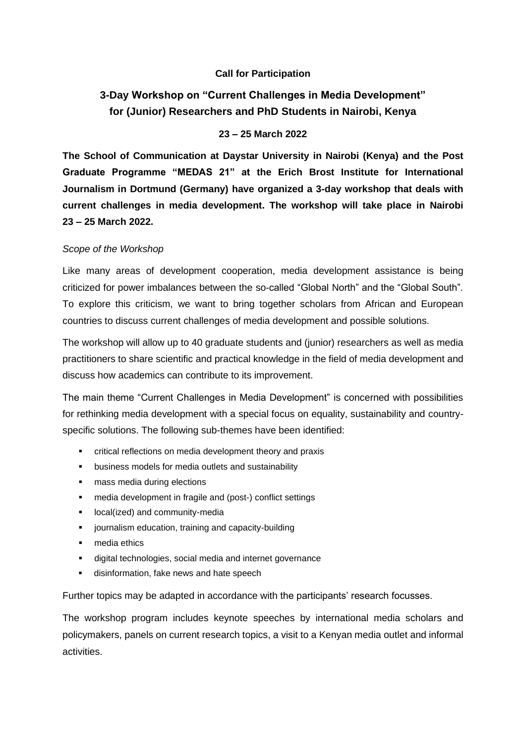**Call for Participation**

# 3-Day Workshop on "Current Challenges in Media Development" for (Junior) Researchers and PhD Students in Nairobi, Kenya

**23 – 25 March 2022**

**The School of Communication at Daystar University in Nairobi (Kenya) and the Post Graduate Programme "MEDAS 21" at the Erich Brost Institute for International Journalism in Dortmund (Germany) have organized a 3-day workshop that deals with current challenges in media development. The workshop will take place in Nairobi 23 – 25 March 2022.**

*Scope of the Workshop*

Like many areas of development cooperation, media development assistance is being criticized for power imbalances between the so-called "Global North" and the "Global South". To explore this criticism, we want to bring together scholars from African and European countries to discuss current challenges of media development and possible solutions.

The workshop will allow up to 40 graduate students and (junior) researchers as well as media practitioners to share scientific and practical knowledge in the field of media development and discuss how academics can contribute to its improvement.

The main theme "Current Challenges in Media Development" is concerned with possibilities for rethinking media development with a special focus on equality, sustainability and country-specific solutions. The following sub-themes have been identified:

- critical reflections on media development theory and praxis
- business models for media outlets and sustainability
- mass media during elections
- media development in fragile and (post-) conflict settings
- local(ized) and community-media
- journalism education, training and capacity-building
- media ethics
- digital technologies, social media and internet governance
- disinformation, fake news and hate speech

Further topics may be adapted in accordance with the participants' research focusses.

The workshop program includes keynote speeches by international media scholars and policymakers, panels on current research topics, a visit to a Kenyan media outlet and informal activities.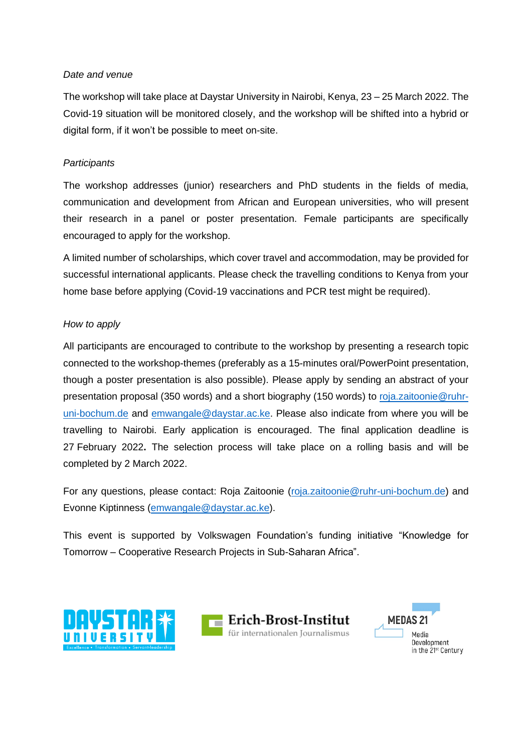*Date and venue*

The workshop will take place at Daystar University in Nairobi, Kenya, 23 – 25 March 2022. The Covid-19 situation will be monitored closely, and the workshop will be shifted into a hybrid or digital form, if it won't be possible to meet on-site.

*Participants*

The workshop addresses (junior) researchers and PhD students in the fields of media, communication and development from African and European universities, who will present their research in a panel or poster presentation. Female participants are specifically encouraged to apply for the workshop.

A limited number of scholarships, which cover travel and accommodation, may be provided for successful international applicants. Please check the travelling conditions to Kenya from your home base before applying (Covid-19 vaccinations and PCR test might be required).

*How to apply*

All participants are encouraged to contribute to the workshop by presenting a research topic connected to the workshop-themes (preferably as a 15-minutes oral/PowerPoint presentation, though a poster presentation is also possible). Please apply by sending an abstract of your presentation proposal (350 words) and a short biography (150 words) to roja.zaitoonie@ruhr-uni-bochum.de and emwangale@daystar.ac.ke. Please also indicate from where you will be travelling to Nairobi. Early application is encouraged. The final application deadline is 27 February 2022**.** The selection process will take place on a rolling basis and will be completed by 2 March 2022.

For any questions, please contact: Roja Zaitoonie (roja.zaitoonie@ruhr-uni-bochum.de) and Evonne Kiptinness (emwangale@daystar.ac.ke).

This event is supported by Volkswagen Foundation's funding initiative "Knowledge for Tomorrow – Cooperative Research Projects in Sub-Saharan Africa".

DAYSTAR UNIVERSITY
Excellence • Transformation • Servant-leadership

Erich-Brost-Institut
für internationalen Journalismus

MEDAS 21
Media Development in the 21st Century